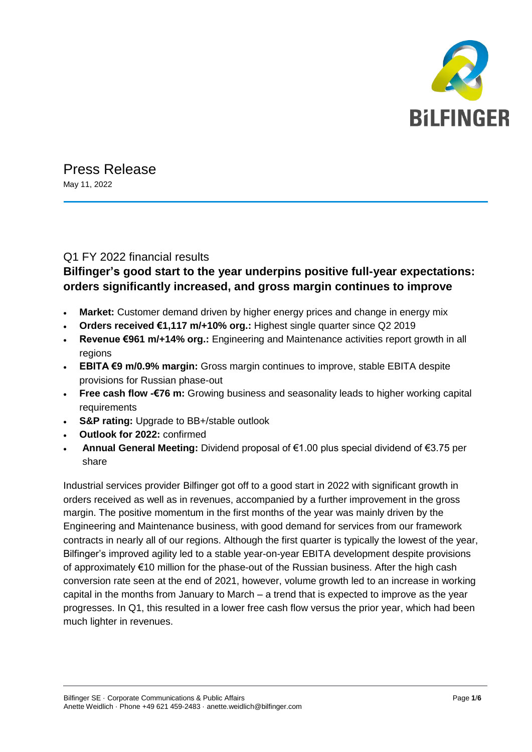# Press Release

May 11, 2022

## Q1 FY 2022 financial results

**Bilfinger's good start to the year underpins positive full-year expectations: orders significantly increased, and gross margin continues to improve**

- **Market:** Customer demand driven by higher energy prices and change in energy mix
- **Orders received €1,117 m/+10% org.:** Highest single quarter since Q2 2019
- **Revenue €961 m/+14% org.:** Engineering and Maintenance activities report growth in all regions
- **EBITA €9 m/0.9% margin:** Gross margin continues to improve, stable EBITA despite provisions for Russian phase-out
- **Free cash flow -€76 m:** Growing business and seasonality leads to higher working capital requirements
- **S&P rating:** Upgrade to BB+/stable outlook
- **Outlook for 2022:** confirmed
- **Annual General Meeting:** Dividend proposal of €1.00 plus special dividend of €3.75 per share

Industrial services provider Bilfinger got off to a good start in 2022 with significant growth in orders received as well as in revenues, accompanied by a further improvement in the gross margin. The positive momentum in the first months of the year was mainly driven by the Engineering and Maintenance business, with good demand for services from our framework contracts in nearly all of our regions. Although the first quarter is typically the lowest of the year, Bilfinger's improved agility led to a stable year-on-year EBITA development despite provisions of approximately €10 million for the phase-out of the Russian business. After the high cash conversion rate seen at the end of 2021, however, volume growth led to an increase in working capital in the months from January to March – a trend that is expected to improve as the year progresses. In Q1, this resulted in a lower free cash flow versus the prior year, which had been much lighter in revenues.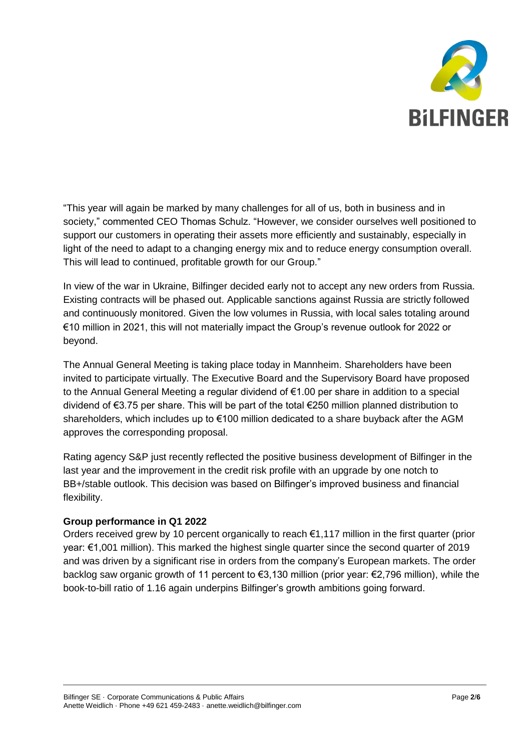“This year will again be marked by many challenges for all of us, both in business and in society,” commented CEO Thomas Schulz. “However, we consider ourselves well positioned to support our customers in operating their assets more efficiently and sustainably, especially in light of the need to adapt to a changing energy mix and to reduce energy consumption overall. This will lead to continued, profitable growth for our Group.”

In view of the war in Ukraine, Bilfinger decided early not to accept any new orders from Russia. Existing contracts will be phased out. Applicable sanctions against Russia are strictly followed and continuously monitored. Given the low volumes in Russia, with local sales totaling around €10 million in 2021, this will not materially impact the Group’s revenue outlook for 2022 or beyond.

The Annual General Meeting is taking place today in Mannheim. Shareholders have been invited to participate virtually. The Executive Board and the Supervisory Board have proposed to the Annual General Meeting a regular dividend of €1.00 per share in addition to a special dividend of €3.75 per share. This will be part of the total €250 million planned distribution to shareholders, which includes up to €100 million dedicated to a share buyback after the AGM approves the corresponding proposal.

Rating agency S&P just recently reflected the positive business development of Bilfinger in the last year and the improvement in the credit risk profile with an upgrade by one notch to BB+/stable outlook. This decision was based on Bilfinger’s improved business and financial flexibility.

**Group performance in Q1 2022**

Orders received grew by 10 percent organically to reach €1,117 million in the first quarter (prior year: €1,001 million). This marked the highest single quarter since the second quarter of 2019 and was driven by a significant rise in orders from the company’s European markets. The order backlog saw organic growth of 11 percent to €3,130 million (prior year: €2,796 million), while the book-to-bill ratio of 1.16 again underpins Bilfinger’s growth ambitions going forward.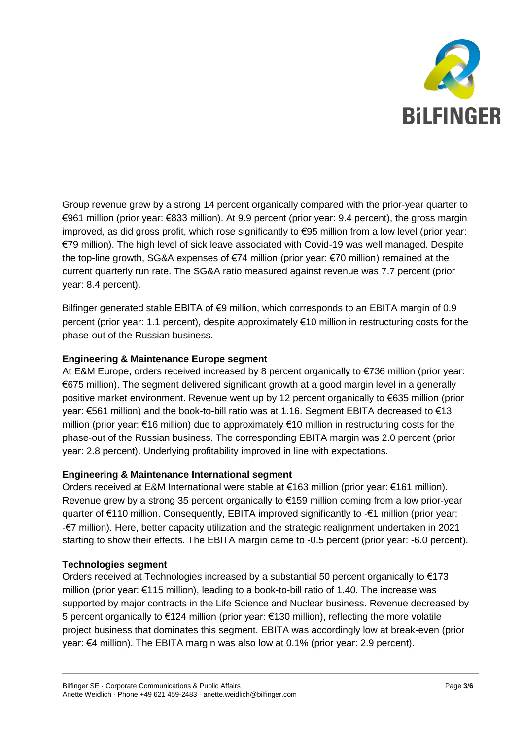Group revenue grew by a strong 14 percent organically compared with the prior-year quarter to €961 million (prior year: €833 million). At 9.9 percent (prior year: 9.4 percent), the gross margin improved, as did gross profit, which rose significantly to €95 million from a low level (prior year: €79 million). The high level of sick leave associated with Covid-19 was well managed. Despite the top-line growth, SG&A expenses of €74 million (prior year: €70 million) remained at the current quarterly run rate. The SG&A ratio measured against revenue was 7.7 percent (prior year: 8.4 percent).

Bilfinger generated stable EBITA of €9 million, which corresponds to an EBITA margin of 0.9 percent (prior year: 1.1 percent), despite approximately €10 million in restructuring costs for the phase-out of the Russian business.

**Engineering & Maintenance Europe segment**

At E&M Europe, orders received increased by 8 percent organically to €736 million (prior year: €675 million). The segment delivered significant growth at a good margin level in a generally positive market environment. Revenue went up by 12 percent organically to €635 million (prior year: €561 million) and the book-to-bill ratio was at 1.16. Segment EBITA decreased to €13 million (prior year: €16 million) due to approximately €10 million in restructuring costs for the phase-out of the Russian business. The corresponding EBITA margin was 2.0 percent (prior year: 2.8 percent). Underlying profitability improved in line with expectations.

**Engineering & Maintenance International segment**

Orders received at E&M International were stable at €163 million (prior year: €161 million). Revenue grew by a strong 35 percent organically to €159 million coming from a low prior-year quarter of €110 million. Consequently, EBITA improved significantly to -€1 million (prior year: -€7 million). Here, better capacity utilization and the strategic realignment undertaken in 2021 starting to show their effects. The EBITA margin came to -0.5 percent (prior year: -6.0 percent).

**Technologies segment**

Orders received at Technologies increased by a substantial 50 percent organically to €173 million (prior year: €115 million), leading to a book-to-bill ratio of 1.40. The increase was supported by major contracts in the Life Science and Nuclear business. Revenue decreased by 5 percent organically to €124 million (prior year: €130 million), reflecting the more volatile project business that dominates this segment. EBITA was accordingly low at break-even (prior year: €4 million). The EBITA margin was also low at 0.1% (prior year: 2.9 percent).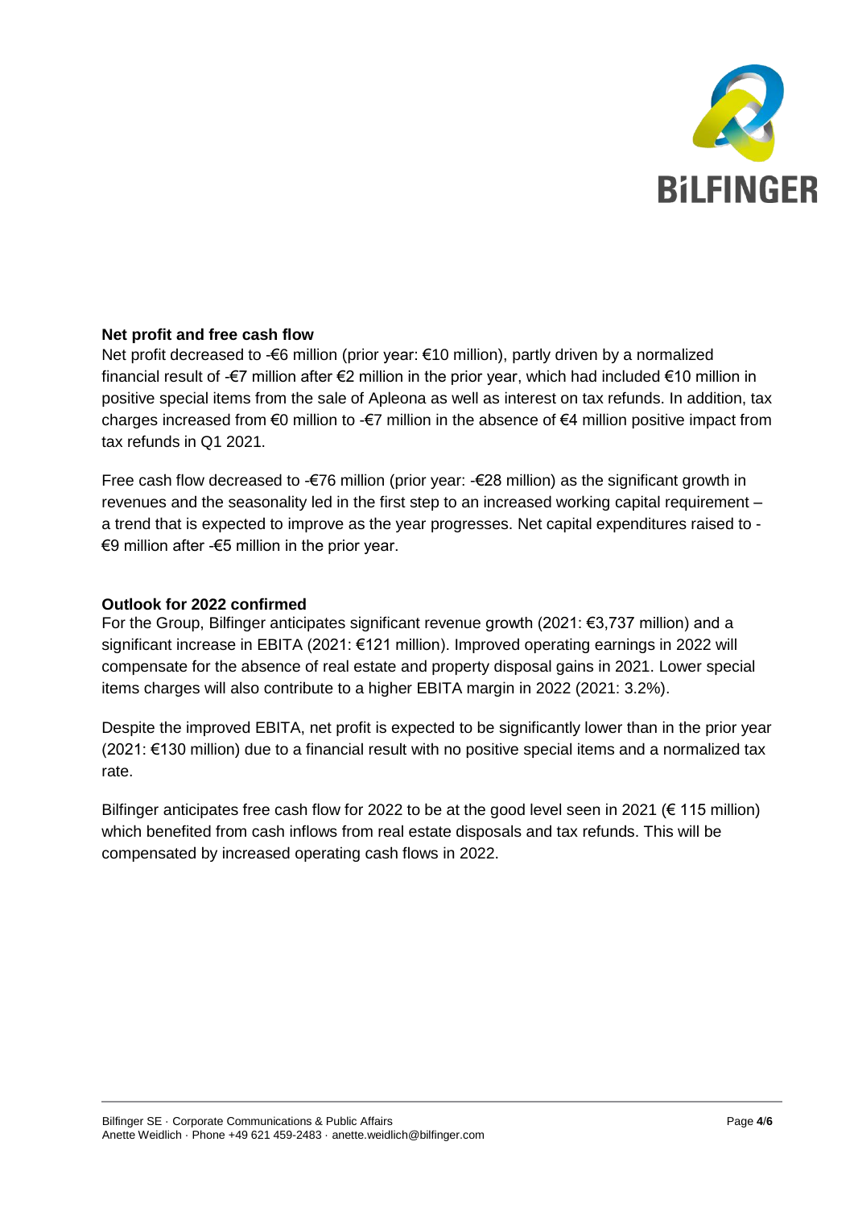## Net profit and free cash flow

Net profit decreased to -€6 million (prior year: €10 million), partly driven by a normalized financial result of -€7 million after €2 million in the prior year, which had included €10 million in positive special items from the sale of Apleona as well as interest on tax refunds. In addition, tax charges increased from €0 million to -€7 million in the absence of €4 million positive impact from tax refunds in Q1 2021.

Free cash flow decreased to -€76 million (prior year: -€28 million) as the significant growth in revenues and the seasonality led in the first step to an increased working capital requirement – a trend that is expected to improve as the year progresses. Net capital expenditures raised to -€9 million after -€5 million in the prior year.

## Outlook for 2022 confirmed

For the Group, Bilfinger anticipates significant revenue growth (2021: €3,737 million) and a significant increase in EBITA (2021: €121 million). Improved operating earnings in 2022 will compensate for the absence of real estate and property disposal gains in 2021. Lower special items charges will also contribute to a higher EBITA margin in 2022 (2021: 3.2%).

Despite the improved EBITA, net profit is expected to be significantly lower than in the prior year (2021: €130 million) due to a financial result with no positive special items and a normalized tax rate.

Bilfinger anticipates free cash flow for 2022 to be at the good level seen in 2021 (€ 115 million) which benefited from cash inflows from real estate disposals and tax refunds. This will be compensated by increased operating cash flows in 2022.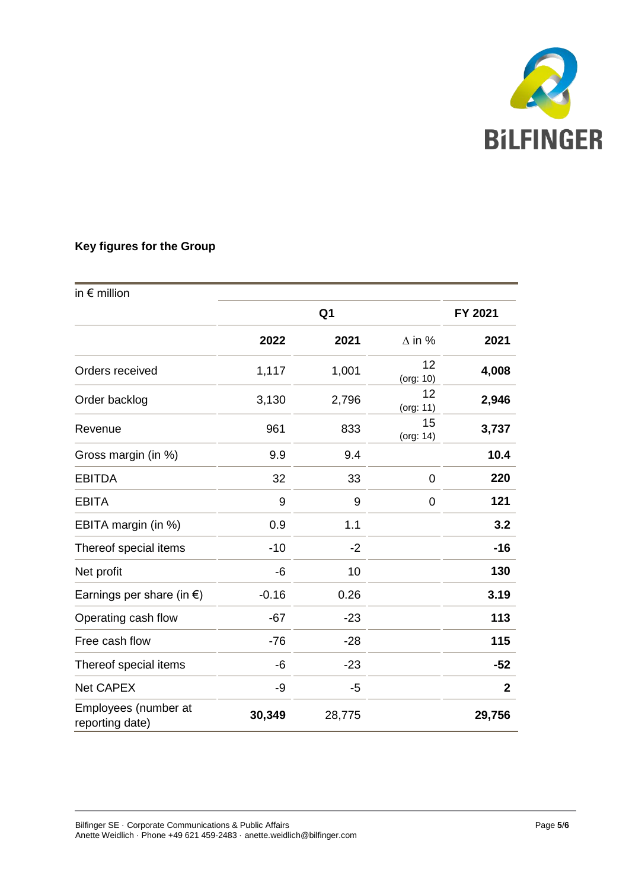## Key figures for the Group

| in € million | Q1 | | | FY 2021 |
|---|---|---|---|---|
| | **2022** | **2021** | Δ in % | **2021** |
| Orders received | 1,117 | 1,001 | 12 (org: 10) | **4,008** |
| Order backlog | 3,130 | 2,796 | 12 (org: 11) | **2,946** |
| Revenue | 961 | 833 | 15 (org: 14) | **3,737** |
| Gross margin (in %) | 9.9 | 9.4 | | **10.4** |
| EBITDA | 32 | 33 | 0 | **220** |
| EBITA | 9 | 9 | 0 | **121** |
| EBITA margin (in %) | 0.9 | 1.1 | | **3.2** |
| Thereof special items | -10 | -2 | | **-16** |
| Net profit | -6 | 10 | | **130** |
| Earnings per share (in €) | -0.16 | 0.26 | | **3.19** |
| Operating cash flow | -67 | -23 | | **113** |
| Free cash flow | -76 | -28 | | **115** |
| Thereof special items | -6 | -23 | | **-52** |
| Net CAPEX | -9 | -5 | | **2** |
| Employees (number at reporting date) | **30,349** | 28,775 | | **29,756** |

Bilfinger SE · Corporate Communications & Public Affairs
Anette Weidlich · Phone +49 621 459-2483 · anette.weidlich@bilfinger.com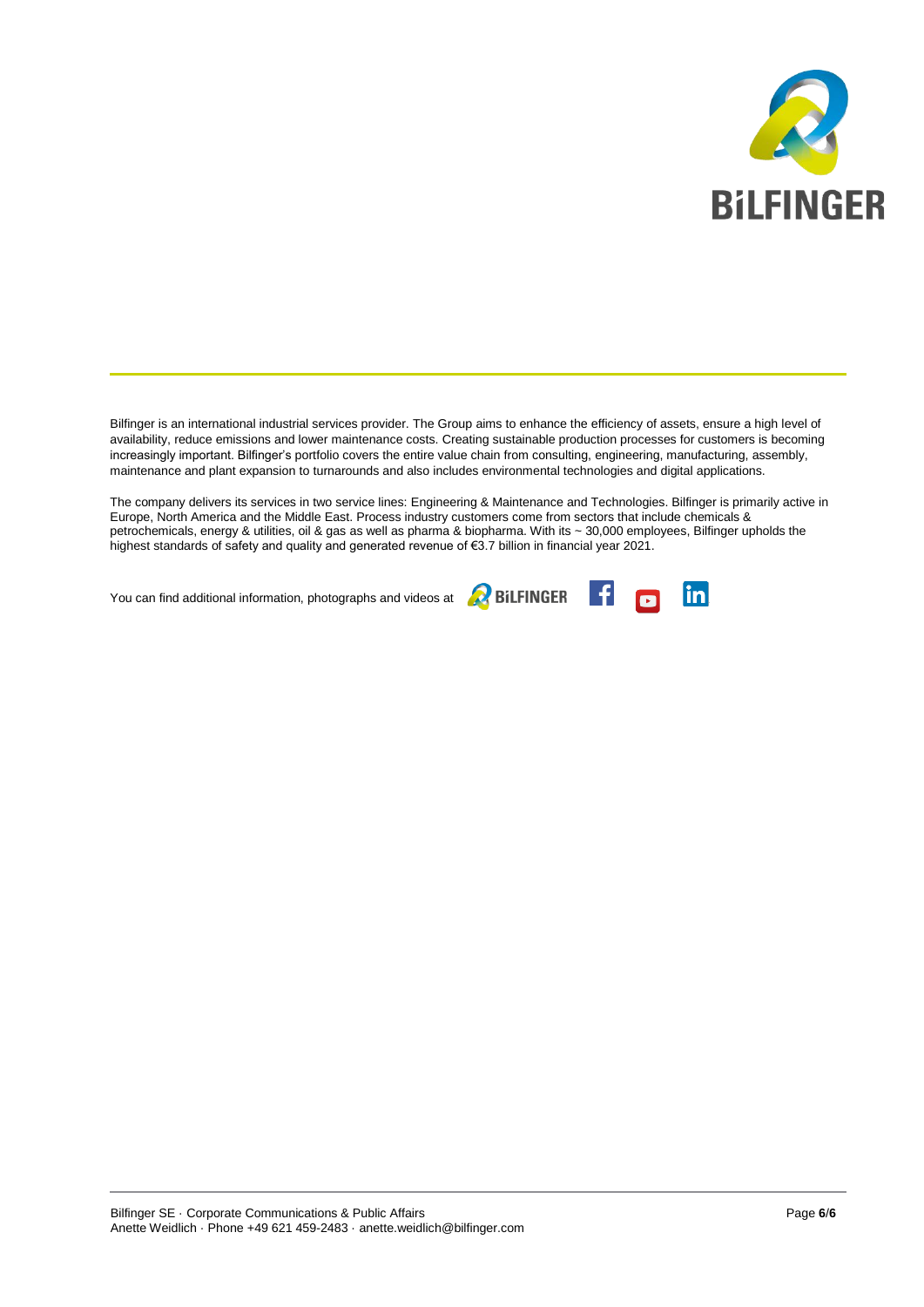Bilfinger is an international industrial services provider. The Group aims to enhance the efficiency of assets, ensure a high level of availability, reduce emissions and lower maintenance costs. Creating sustainable production processes for customers is becoming increasingly important. Bilfinger's portfolio covers the entire value chain from consulting, engineering, manufacturing, assembly, maintenance and plant expansion to turnarounds and also includes environmental technologies and digital applications.

The company delivers its services in two service lines: Engineering & Maintenance and Technologies. Bilfinger is primarily active in Europe, North America and the Middle East. Process industry customers come from sectors that include chemicals & petrochemicals, energy & utilities, oil & gas as well as pharma & biopharma. With its ~ 30,000 employees, Bilfinger upholds the highest standards of safety and quality and generated revenue of €3.7 billion in financial year 2021.

You can find additional information, photographs and videos at BILFINGER

Bilfinger SE · Corporate Communications & Public Affairs
Anette Weidlich · Phone +49 621 459-2483 · anette.weidlich@bilfinger.com